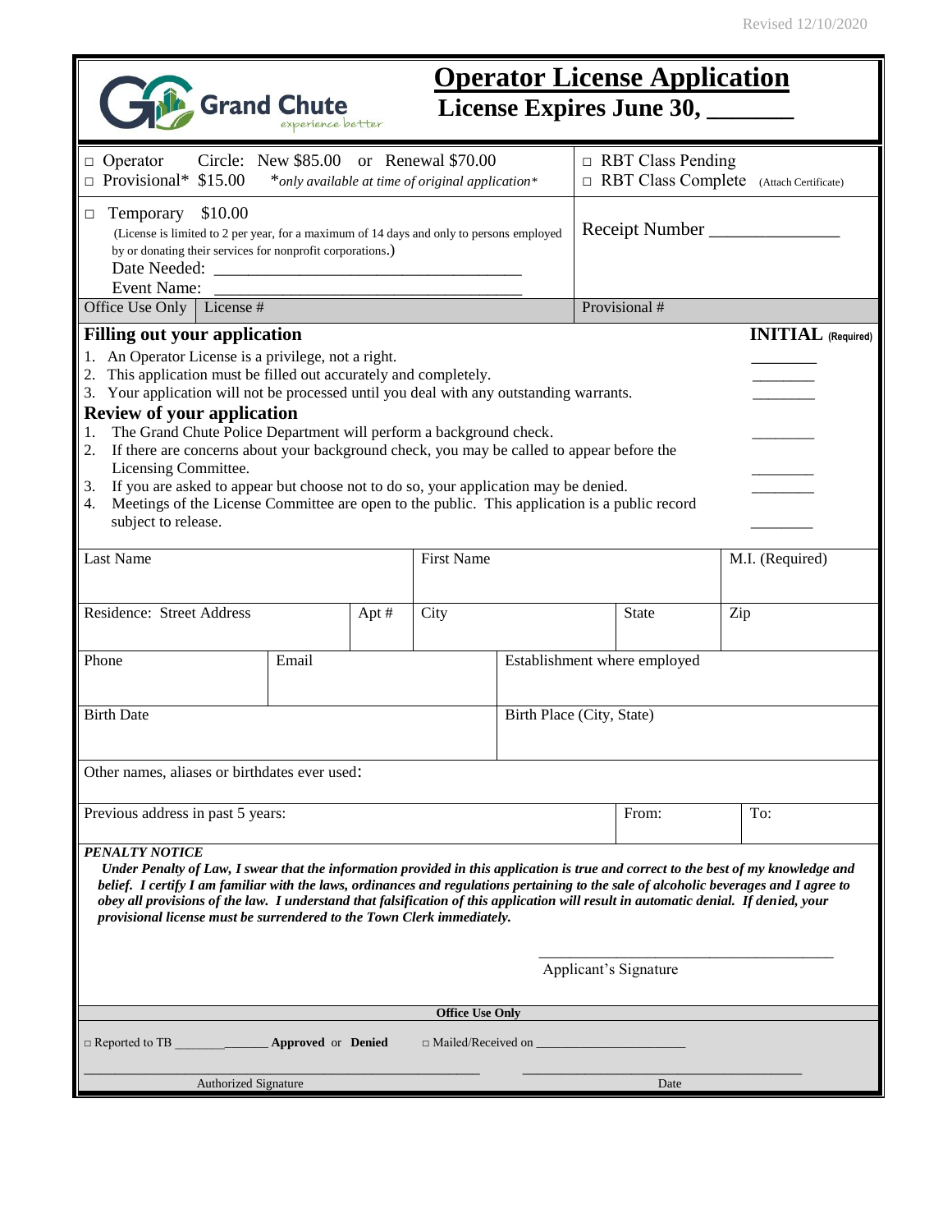Revised 12/10/2020

Grand Chute
experience better

# Operator License Application

## License Expires June 30, _______

| | |
|---|---|
| □ Operator  Circle: New $85.00 or Renewal $70.00<br>□ Provisional* $15.00  *only available at time of original application* | □ RBT Class Pending<br>□ RBT Class Complete (Attach Certificate) |
| □ Temporary $10.00<br>(License is limited to 2 per year, for a maximum of 14 days and only to persons employed by or donating their services for nonprofit corporations.)<br>Date Needed: ___________________________________<br>Event Name: ___________________________________ | Receipt Number ______________ |
| Office Use Only \| License # | Provisional # |

### Filling out your application

**INITIAL** (Required)

1. An Operator License is a privilege, not a right. ________
2. This application must be filled out accurately and completely. ________
3. Your application will not be processed until you deal with any outstanding warrants. ________

### Review of your application

1. The Grand Chute Police Department will perform a background check. ________
2. If there are concerns about your background check, you may be called to appear before the Licensing Committee. ________
3. If you are asked to appear but choose not to do so, your application may be denied. ________
4. Meetings of the License Committee are open to the public. This application is a public record subject to release. ________

| Last Name | | First Name | | | M.I. (Required) |
|---|---|---|---|---|---|
| Residence: Street Address | Apt # | City | | State | Zip |
| Phone | Email | | Establishment where employed | | |
| Birth Date | | | Birth Place (City, State) | | |
| Other names, aliases or birthdates ever used: | | | | | |
| Previous address in past 5 years: | | | | From: | To: |

***PENALTY NOTICE***

***Under Penalty of Law, I swear that the information provided in this application is true and correct to the best of my knowledge and belief. I certify I am familiar with the laws, ordinances and regulations pertaining to the sale of alcoholic beverages and I agree to obey all provisions of the law. I understand that falsification of this application will result in automatic denial. If denied, your provisional license must be surrendered to the Town Clerk immediately.***

____________________________________
Applicant's Signature

**Office Use Only**

□ Reported to TB ______________ **Approved** or **Denied** □ Mailed/Received on ______________________

______________________________________________ ________________________________________
Authorized Signature Date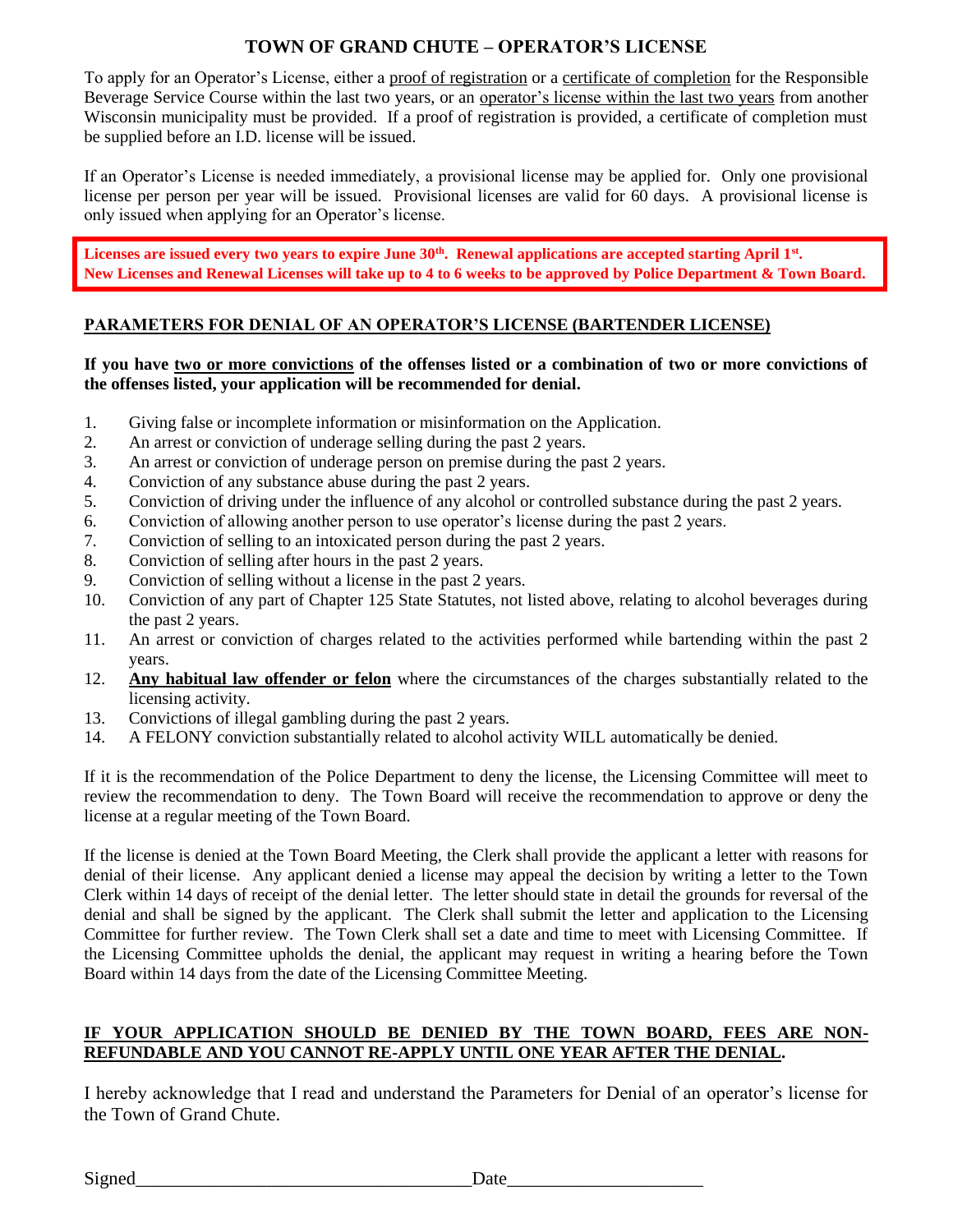# TOWN OF GRAND CHUTE – OPERATOR'S LICENSE

To apply for an Operator's License, either a proof of registration or a certificate of completion for the Responsible Beverage Service Course within the last two years, or an operator's license within the last two years from another Wisconsin municipality must be provided. If a proof of registration is provided, a certificate of completion must be supplied before an I.D. license will be issued.

If an Operator's License is needed immediately, a provisional license may be applied for. Only one provisional license per person per year will be issued. Provisional licenses are valid for 60 days. A provisional license is only issued when applying for an Operator's license.

**Licenses are issued every two years to expire June 30th. Renewal applications are accepted starting April 1st. New Licenses and Renewal Licenses will take up to 4 to 6 weeks to be approved by Police Department & Town Board.**

## PARAMETERS FOR DENIAL OF AN OPERATOR'S LICENSE (BARTENDER LICENSE)

**If you have two or more convictions of the offenses listed or a combination of two or more convictions of the offenses listed, your application will be recommended for denial.**

1. Giving false or incomplete information or misinformation on the Application.
2. An arrest or conviction of underage selling during the past 2 years.
3. An arrest or conviction of underage person on premise during the past 2 years.
4. Conviction of any substance abuse during the past 2 years.
5. Conviction of driving under the influence of any alcohol or controlled substance during the past 2 years.
6. Conviction of allowing another person to use operator's license during the past 2 years.
7. Conviction of selling to an intoxicated person during the past 2 years.
8. Conviction of selling after hours in the past 2 years.
9. Conviction of selling without a license in the past 2 years.
10. Conviction of any part of Chapter 125 State Statutes, not listed above, relating to alcohol beverages during the past 2 years.
11. An arrest or conviction of charges related to the activities performed while bartending within the past 2 years.
12. **Any habitual law offender or felon** where the circumstances of the charges substantially related to the licensing activity.
13. Convictions of illegal gambling during the past 2 years.
14. A FELONY conviction substantially related to alcohol activity WILL automatically be denied.

If it is the recommendation of the Police Department to deny the license, the Licensing Committee will meet to review the recommendation to deny. The Town Board will receive the recommendation to approve or deny the license at a regular meeting of the Town Board.

If the license is denied at the Town Board Meeting, the Clerk shall provide the applicant a letter with reasons for denial of their license. Any applicant denied a license may appeal the decision by writing a letter to the Town Clerk within 14 days of receipt of the denial letter. The letter should state in detail the grounds for reversal of the denial and shall be signed by the applicant. The Clerk shall submit the letter and application to the Licensing Committee for further review. The Town Clerk shall set a date and time to meet with Licensing Committee. If the Licensing Committee upholds the denial, the applicant may request in writing a hearing before the Town Board within 14 days from the date of the Licensing Committee Meeting.

**IF YOUR APPLICATION SHOULD BE DENIED BY THE TOWN BOARD, FEES ARE NON-REFUNDABLE AND YOU CANNOT RE-APPLY UNTIL ONE YEAR AFTER THE DENIAL.**

I hereby acknowledge that I read and understand the Parameters for Denial of an operator's license for the Town of Grand Chute.

Signed____________________________________Date____________________